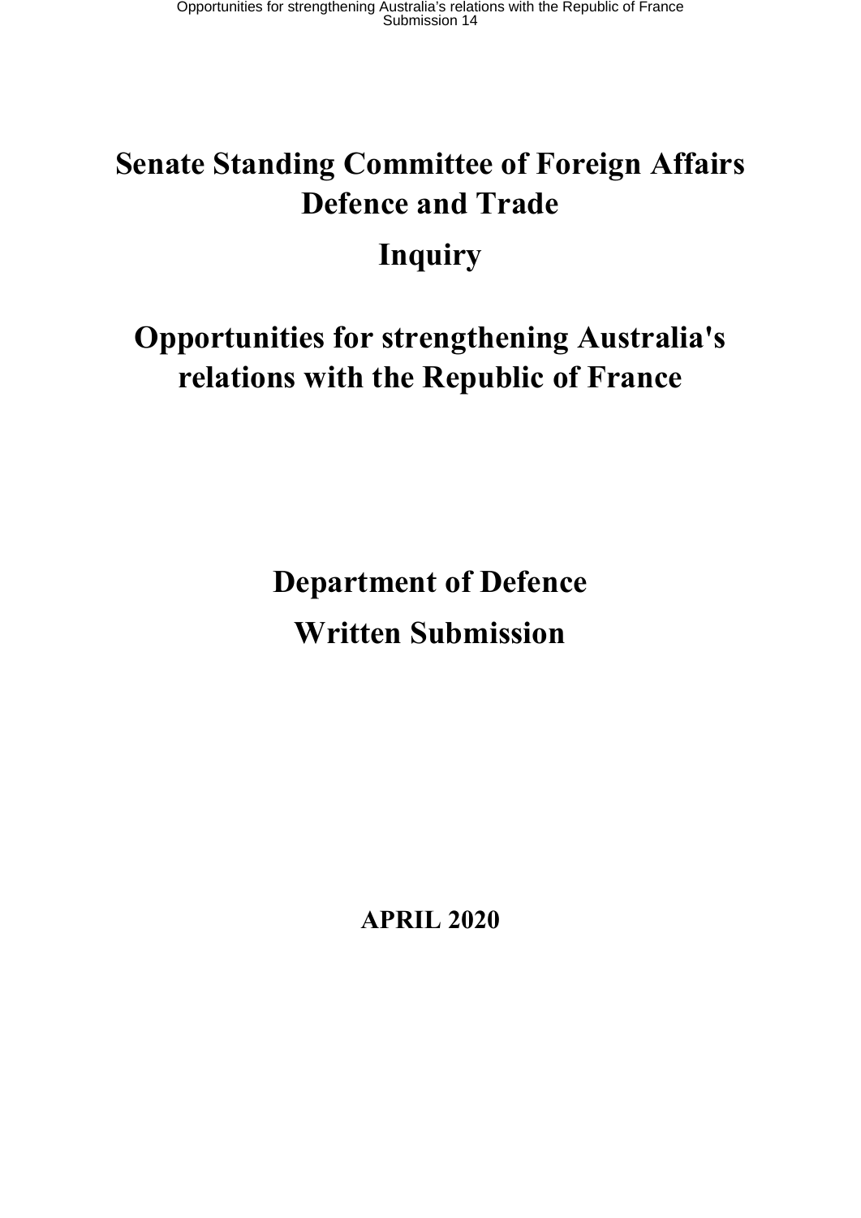# Senate Standing Committee of Foreign Affairs Defence and Trade

# Inquiry

# Opportunities for strengthening Australia's relations with the Republic of France

# Department of Defence

# Written Submission

**APRIL 2020**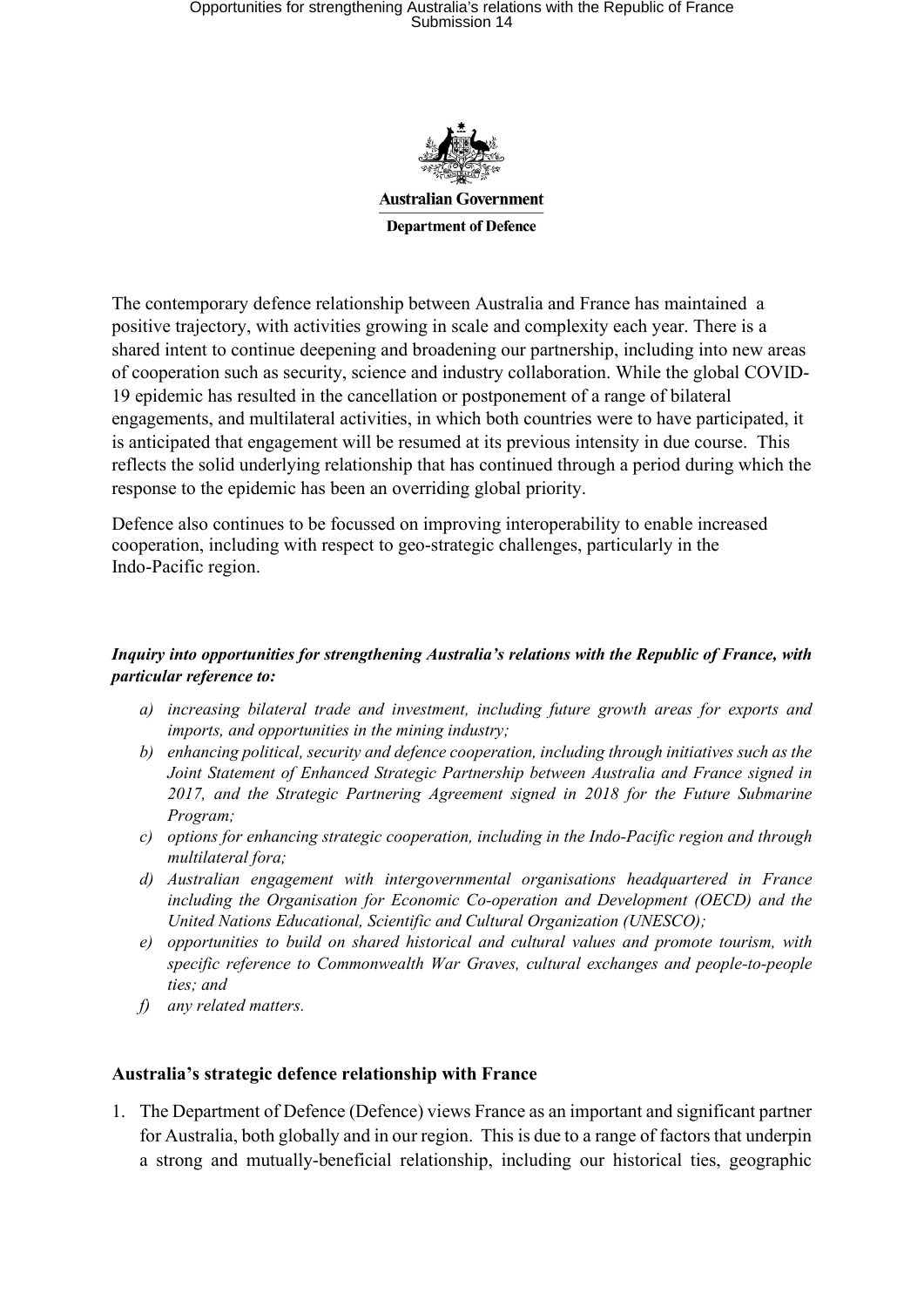**Australian Government**

**Department of Defence**

The contemporary defence relationship between Australia and France has maintained a positive trajectory, with activities growing in scale and complexity each year. There is a shared intent to continue deepening and broadening our partnership, including into new areas of cooperation such as security, science and industry collaboration. While the global COVID-19 epidemic has resulted in the cancellation or postponement of a range of bilateral engagements, and multilateral activities, in which both countries were to have participated, it is anticipated that engagement will be resumed at its previous intensity in due course. This reflects the solid underlying relationship that has continued through a period during which the response to the epidemic has been an overriding global priority.

Defence also continues to be focussed on improving interoperability to enable increased cooperation, including with respect to geo-strategic challenges, particularly in the Indo-Pacific region.

***Inquiry into opportunities for strengthening Australia's relations with the Republic of France, with particular reference to:***

- *a) increasing bilateral trade and investment, including future growth areas for exports and imports, and opportunities in the mining industry;*
- *b) enhancing political, security and defence cooperation, including through initiatives such as the Joint Statement of Enhanced Strategic Partnership between Australia and France signed in 2017, and the Strategic Partnering Agreement signed in 2018 for the Future Submarine Program;*
- *c) options for enhancing strategic cooperation, including in the Indo-Pacific region and through multilateral fora;*
- *d) Australian engagement with intergovernmental organisations headquartered in France including the Organisation for Economic Co-operation and Development (OECD) and the United Nations Educational, Scientific and Cultural Organization (UNESCO);*
- *e) opportunities to build on shared historical and cultural values and promote tourism, with specific reference to Commonwealth War Graves, cultural exchanges and people-to-people ties; and*
- *f) any related matters.*

**Australia's strategic defence relationship with France**

1. The Department of Defence (Defence) views France as an important and significant partner for Australia, both globally and in our region. This is due to a range of factors that underpin a strong and mutually-beneficial relationship, including our historical ties, geographic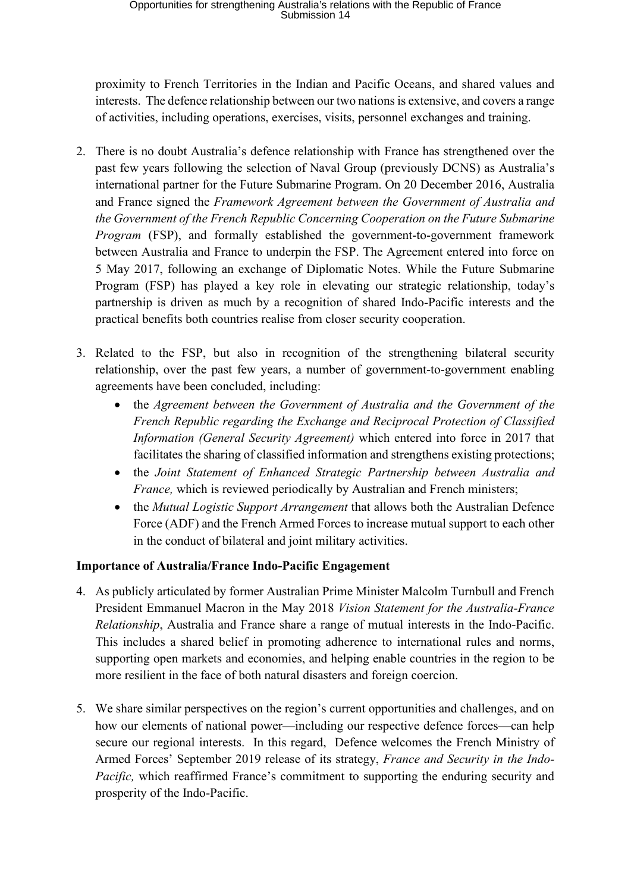proximity to French Territories in the Indian and Pacific Oceans, and shared values and interests. The defence relationship between our two nations is extensive, and covers a range of activities, including operations, exercises, visits, personnel exchanges and training.

2. There is no doubt Australia's defence relationship with France has strengthened over the past few years following the selection of Naval Group (previously DCNS) as Australia's international partner for the Future Submarine Program. On 20 December 2016, Australia and France signed the *Framework Agreement between the Government of Australia and the Government of the French Republic Concerning Cooperation on the Future Submarine Program* (FSP), and formally established the government-to-government framework between Australia and France to underpin the FSP. The Agreement entered into force on 5 May 2017, following an exchange of Diplomatic Notes. While the Future Submarine Program (FSP) has played a key role in elevating our strategic relationship, today's partnership is driven as much by a recognition of shared Indo-Pacific interests and the practical benefits both countries realise from closer security cooperation.

3. Related to the FSP, but also in recognition of the strengthening bilateral security relationship, over the past few years, a number of government-to-government enabling agreements have been concluded, including:
   - the *Agreement between the Government of Australia and the Government of the French Republic regarding the Exchange and Reciprocal Protection of Classified Information (General Security Agreement)* which entered into force in 2017 that facilitates the sharing of classified information and strengthens existing protections;
   - the *Joint Statement of Enhanced Strategic Partnership between Australia and France,* which is reviewed periodically by Australian and French ministers;
   - the *Mutual Logistic Support Arrangement* that allows both the Australian Defence Force (ADF) and the French Armed Forces to increase mutual support to each other in the conduct of bilateral and joint military activities.

**Importance of Australia/France Indo-Pacific Engagement**

4. As publicly articulated by former Australian Prime Minister Malcolm Turnbull and French President Emmanuel Macron in the May 2018 *Vision Statement for the Australia-France Relationship*, Australia and France share a range of mutual interests in the Indo-Pacific. This includes a shared belief in promoting adherence to international rules and norms, supporting open markets and economies, and helping enable countries in the region to be more resilient in the face of both natural disasters and foreign coercion.

5. We share similar perspectives on the region's current opportunities and challenges, and on how our elements of national power—including our respective defence forces—can help secure our regional interests. In this regard, Defence welcomes the French Ministry of Armed Forces' September 2019 release of its strategy, *France and Security in the Indo-Pacific,* which reaffirmed France's commitment to supporting the enduring security and prosperity of the Indo-Pacific.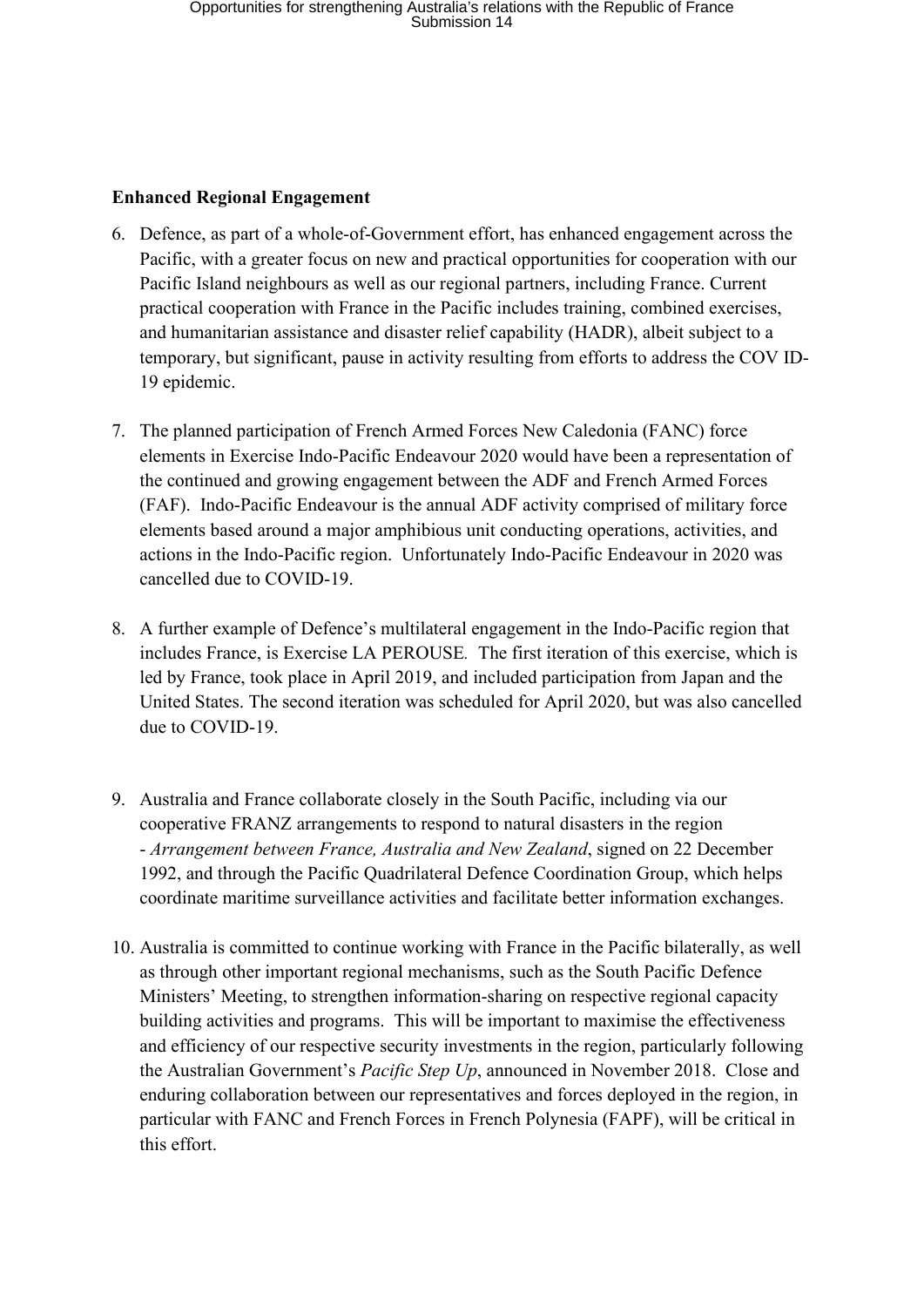**Enhanced Regional Engagement**

6. Defence, as part of a whole-of-Government effort, has enhanced engagement across the Pacific, with a greater focus on new and practical opportunities for cooperation with our Pacific Island neighbours as well as our regional partners, including France. Current practical cooperation with France in the Pacific includes training, combined exercises, and humanitarian assistance and disaster relief capability (HADR), albeit subject to a temporary, but significant, pause in activity resulting from efforts to address the COV ID-19 epidemic.

7. The planned participation of French Armed Forces New Caledonia (FANC) force elements in Exercise Indo-Pacific Endeavour 2020 would have been a representation of the continued and growing engagement between the ADF and French Armed Forces (FAF). Indo-Pacific Endeavour is the annual ADF activity comprised of military force elements based around a major amphibious unit conducting operations, activities, and actions in the Indo-Pacific region. Unfortunately Indo-Pacific Endeavour in 2020 was cancelled due to COVID-19.

8. A further example of Defence's multilateral engagement in the Indo-Pacific region that includes France, is Exercise LA PEROUSE. The first iteration of this exercise, which is led by France, took place in April 2019, and included participation from Japan and the United States. The second iteration was scheduled for April 2020, but was also cancelled due to COVID-19.

9. Australia and France collaborate closely in the South Pacific, including via our cooperative FRANZ arrangements to respond to natural disasters in the region - *Arrangement between France, Australia and New Zealand*, signed on 22 December 1992, and through the Pacific Quadrilateral Defence Coordination Group, which helps coordinate maritime surveillance activities and facilitate better information exchanges.

10. Australia is committed to continue working with France in the Pacific bilaterally, as well as through other important regional mechanisms, such as the South Pacific Defence Ministers' Meeting, to strengthen information-sharing on respective regional capacity building activities and programs. This will be important to maximise the effectiveness and efficiency of our respective security investments in the region, particularly following the Australian Government's *Pacific Step Up*, announced in November 2018. Close and enduring collaboration between our representatives and forces deployed in the region, in particular with FANC and French Forces in French Polynesia (FAPF), will be critical in this effort.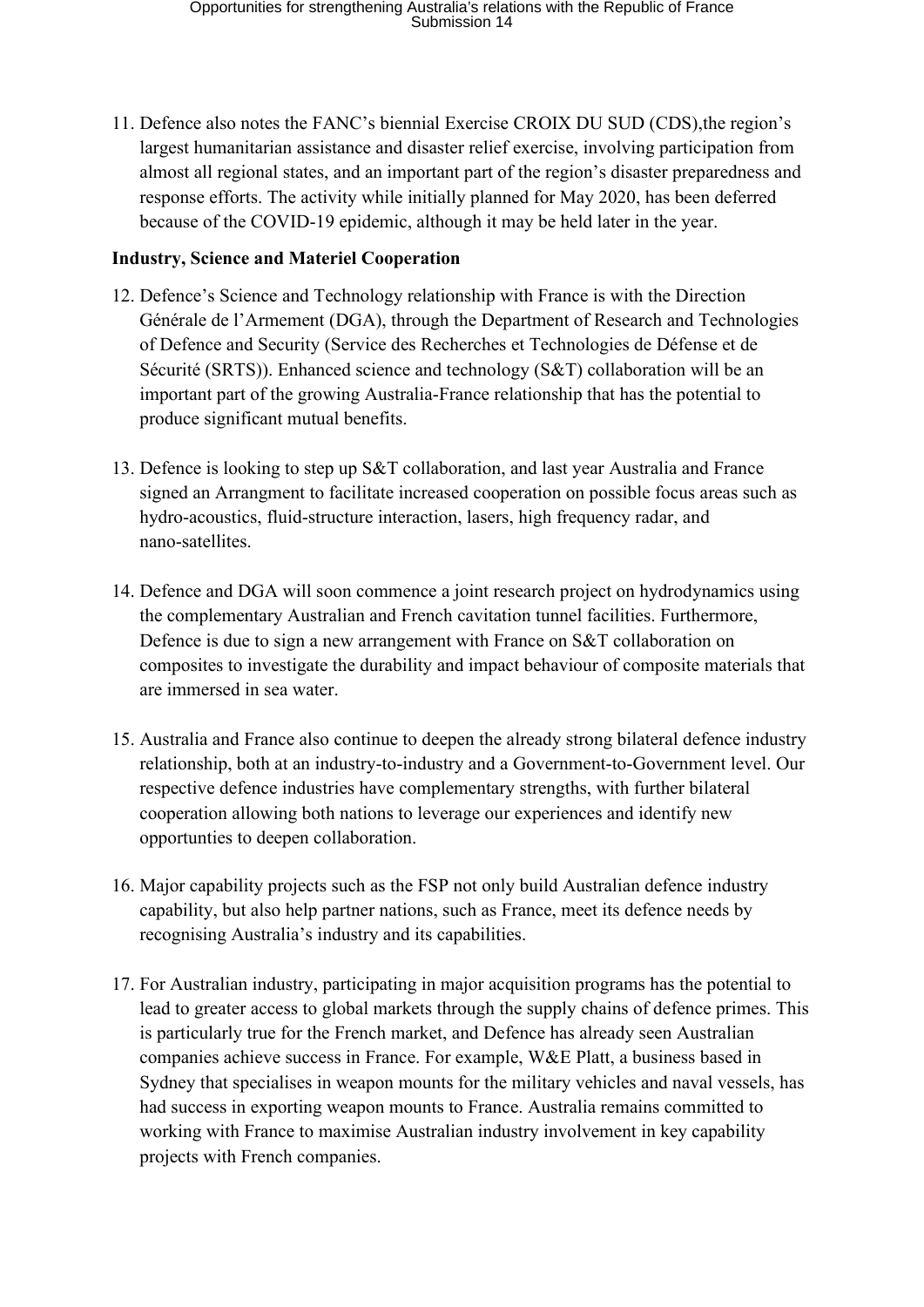11. Defence also notes the FANC's biennial Exercise CROIX DU SUD (CDS),the region's largest humanitarian assistance and disaster relief exercise, involving participation from almost all regional states, and an important part of the region's disaster preparedness and response efforts. The activity while initially planned for May 2020, has been deferred because of the COVID-19 epidemic, although it may be held later in the year.

**Industry, Science and Materiel Cooperation**

12. Defence's Science and Technology relationship with France is with the Direction Générale de l'Armement (DGA), through the Department of Research and Technologies of Defence and Security (Service des Recherches et Technologies de Défense et de Sécurité (SRTS)). Enhanced science and technology (S&T) collaboration will be an important part of the growing Australia-France relationship that has the potential to produce significant mutual benefits.

13. Defence is looking to step up S&T collaboration, and last year Australia and France signed an Arrangment to facilitate increased cooperation on possible focus areas such as hydro-acoustics, fluid-structure interaction, lasers, high frequency radar, and nano-satellites.

14. Defence and DGA will soon commence a joint research project on hydrodynamics using the complementary Australian and French cavitation tunnel facilities. Furthermore, Defence is due to sign a new arrangement with France on S&T collaboration on composites to investigate the durability and impact behaviour of composite materials that are immersed in sea water.

15. Australia and France also continue to deepen the already strong bilateral defence industry relationship, both at an industry-to-industry and a Government-to-Government level. Our respective defence industries have complementary strengths, with further bilateral cooperation allowing both nations to leverage our experiences and identify new opportunties to deepen collaboration.

16. Major capability projects such as the FSP not only build Australian defence industry capability, but also help partner nations, such as France, meet its defence needs by recognising Australia's industry and its capabilities.

17. For Australian industry, participating in major acquisition programs has the potential to lead to greater access to global markets through the supply chains of defence primes. This is particularly true for the French market, and Defence has already seen Australian companies achieve success in France. For example, W&E Platt, a business based in Sydney that specialises in weapon mounts for the military vehicles and naval vessels, has had success in exporting weapon mounts to France. Australia remains committed to working with France to maximise Australian industry involvement in key capability projects with French companies.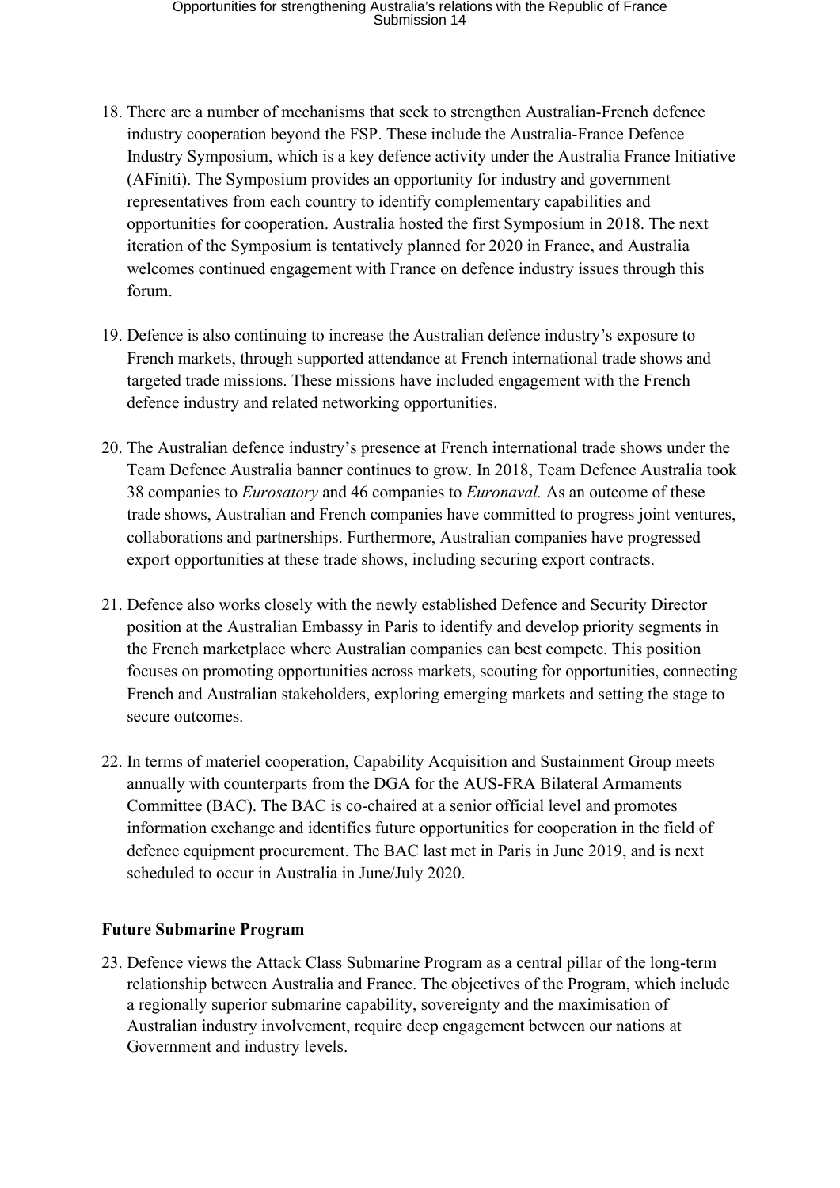18. There are a number of mechanisms that seek to strengthen Australian-French defence industry cooperation beyond the FSP. These include the Australia-France Defence Industry Symposium, which is a key defence activity under the Australia France Initiative (AFiniti). The Symposium provides an opportunity for industry and government representatives from each country to identify complementary capabilities and opportunities for cooperation. Australia hosted the first Symposium in 2018. The next iteration of the Symposium is tentatively planned for 2020 in France, and Australia welcomes continued engagement with France on defence industry issues through this forum.

19. Defence is also continuing to increase the Australian defence industry's exposure to French markets, through supported attendance at French international trade shows and targeted trade missions. These missions have included engagement with the French defence industry and related networking opportunities.

20. The Australian defence industry's presence at French international trade shows under the Team Defence Australia banner continues to grow. In 2018, Team Defence Australia took 38 companies to *Eurosatory* and 46 companies to *Euronaval.* As an outcome of these trade shows, Australian and French companies have committed to progress joint ventures, collaborations and partnerships. Furthermore, Australian companies have progressed export opportunities at these trade shows, including securing export contracts.

21. Defence also works closely with the newly established Defence and Security Director position at the Australian Embassy in Paris to identify and develop priority segments in the French marketplace where Australian companies can best compete. This position focuses on promoting opportunities across markets, scouting for opportunities, connecting French and Australian stakeholders, exploring emerging markets and setting the stage to secure outcomes.

22. In terms of materiel cooperation, Capability Acquisition and Sustainment Group meets annually with counterparts from the DGA for the AUS-FRA Bilateral Armaments Committee (BAC). The BAC is co-chaired at a senior official level and promotes information exchange and identifies future opportunities for cooperation in the field of defence equipment procurement. The BAC last met in Paris in June 2019, and is next scheduled to occur in Australia in June/July 2020.

**Future Submarine Program**

23. Defence views the Attack Class Submarine Program as a central pillar of the long-term relationship between Australia and France. The objectives of the Program, which include a regionally superior submarine capability, sovereignty and the maximisation of Australian industry involvement, require deep engagement between our nations at Government and industry levels.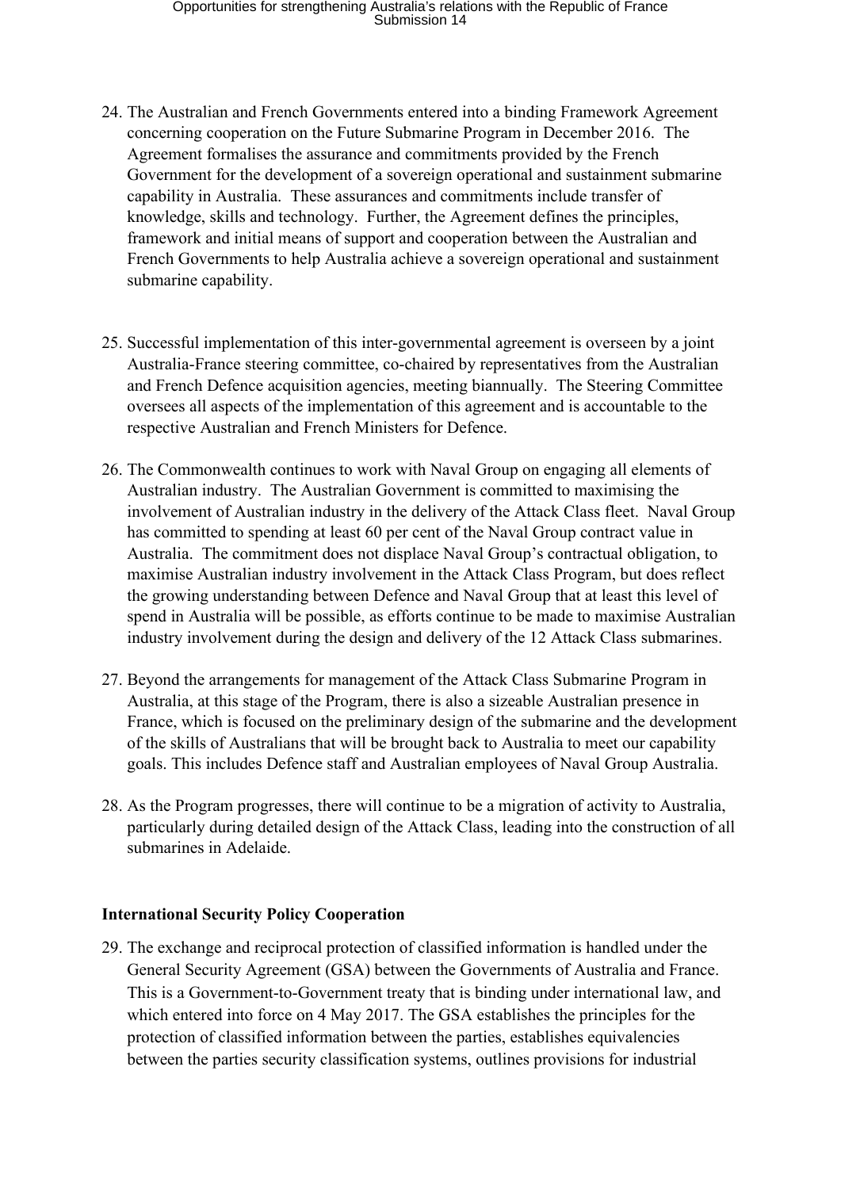24. The Australian and French Governments entered into a binding Framework Agreement concerning cooperation on the Future Submarine Program in December 2016. The Agreement formalises the assurance and commitments provided by the French Government for the development of a sovereign operational and sustainment submarine capability in Australia. These assurances and commitments include transfer of knowledge, skills and technology. Further, the Agreement defines the principles, framework and initial means of support and cooperation between the Australian and French Governments to help Australia achieve a sovereign operational and sustainment submarine capability.

25. Successful implementation of this inter-governmental agreement is overseen by a joint Australia-France steering committee, co-chaired by representatives from the Australian and French Defence acquisition agencies, meeting biannually. The Steering Committee oversees all aspects of the implementation of this agreement and is accountable to the respective Australian and French Ministers for Defence.

26. The Commonwealth continues to work with Naval Group on engaging all elements of Australian industry. The Australian Government is committed to maximising the involvement of Australian industry in the delivery of the Attack Class fleet. Naval Group has committed to spending at least 60 per cent of the Naval Group contract value in Australia. The commitment does not displace Naval Group's contractual obligation, to maximise Australian industry involvement in the Attack Class Program, but does reflect the growing understanding between Defence and Naval Group that at least this level of spend in Australia will be possible, as efforts continue to be made to maximise Australian industry involvement during the design and delivery of the 12 Attack Class submarines.

27. Beyond the arrangements for management of the Attack Class Submarine Program in Australia, at this stage of the Program, there is also a sizeable Australian presence in France, which is focused on the preliminary design of the submarine and the development of the skills of Australians that will be brought back to Australia to meet our capability goals. This includes Defence staff and Australian employees of Naval Group Australia.

28. As the Program progresses, there will continue to be a migration of activity to Australia, particularly during detailed design of the Attack Class, leading into the construction of all submarines in Adelaide.

**International Security Policy Cooperation**

29. The exchange and reciprocal protection of classified information is handled under the General Security Agreement (GSA) between the Governments of Australia and France. This is a Government-to-Government treaty that is binding under international law, and which entered into force on 4 May 2017. The GSA establishes the principles for the protection of classified information between the parties, establishes equivalencies between the parties security classification systems, outlines provisions for industrial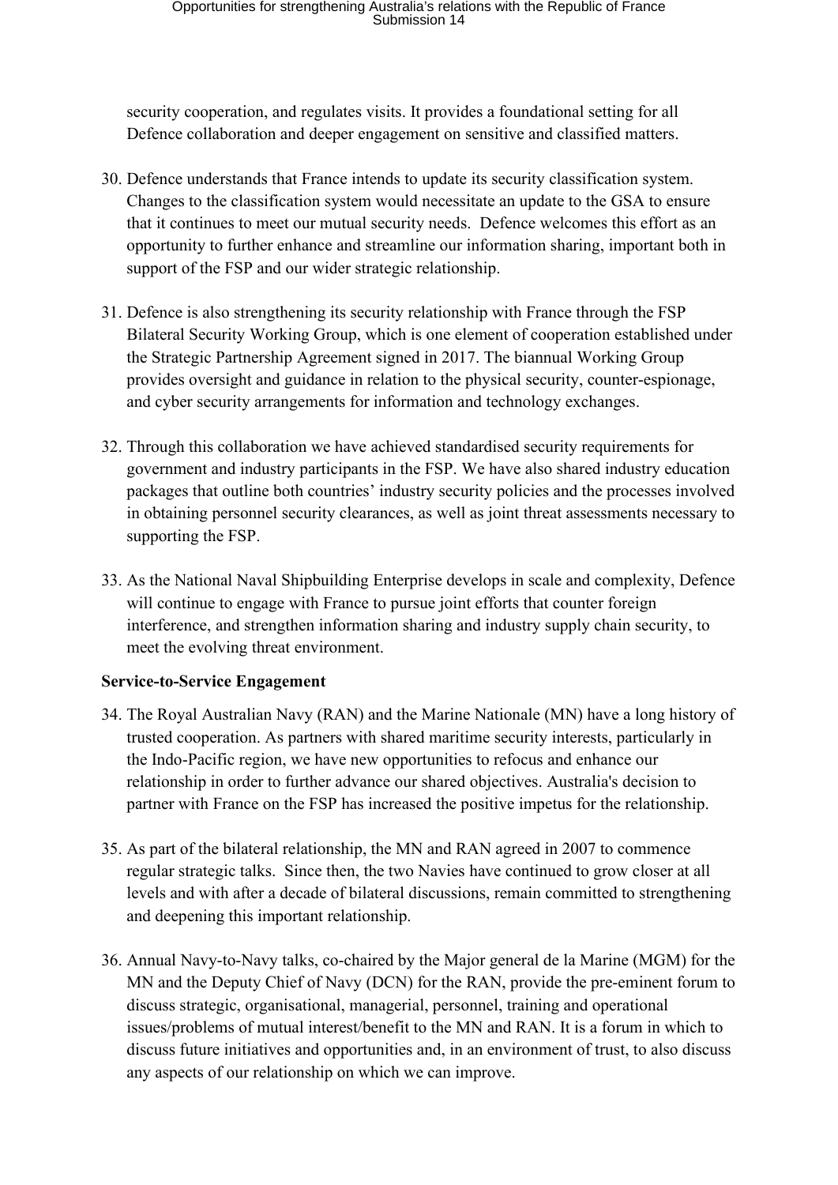security cooperation, and regulates visits. It provides a foundational setting for all Defence collaboration and deeper engagement on sensitive and classified matters.

30. Defence understands that France intends to update its security classification system. Changes to the classification system would necessitate an update to the GSA to ensure that it continues to meet our mutual security needs. Defence welcomes this effort as an opportunity to further enhance and streamline our information sharing, important both in support of the FSP and our wider strategic relationship.

31. Defence is also strengthening its security relationship with France through the FSP Bilateral Security Working Group, which is one element of cooperation established under the Strategic Partnership Agreement signed in 2017. The biannual Working Group provides oversight and guidance in relation to the physical security, counter-espionage, and cyber security arrangements for information and technology exchanges.

32. Through this collaboration we have achieved standardised security requirements for government and industry participants in the FSP. We have also shared industry education packages that outline both countries' industry security policies and the processes involved in obtaining personnel security clearances, as well as joint threat assessments necessary to supporting the FSP.

33. As the National Naval Shipbuilding Enterprise develops in scale and complexity, Defence will continue to engage with France to pursue joint efforts that counter foreign interference, and strengthen information sharing and industry supply chain security, to meet the evolving threat environment.

**Service-to-Service Engagement**

34. The Royal Australian Navy (RAN) and the Marine Nationale (MN) have a long history of trusted cooperation. As partners with shared maritime security interests, particularly in the Indo-Pacific region, we have new opportunities to refocus and enhance our relationship in order to further advance our shared objectives. Australia's decision to partner with France on the FSP has increased the positive impetus for the relationship.

35. As part of the bilateral relationship, the MN and RAN agreed in 2007 to commence regular strategic talks. Since then, the two Navies have continued to grow closer at all levels and with after a decade of bilateral discussions, remain committed to strengthening and deepening this important relationship.

36. Annual Navy-to-Navy talks, co-chaired by the Major general de la Marine (MGM) for the MN and the Deputy Chief of Navy (DCN) for the RAN, provide the pre-eminent forum to discuss strategic, organisational, managerial, personnel, training and operational issues/problems of mutual interest/benefit to the MN and RAN. It is a forum in which to discuss future initiatives and opportunities and, in an environment of trust, to also discuss any aspects of our relationship on which we can improve.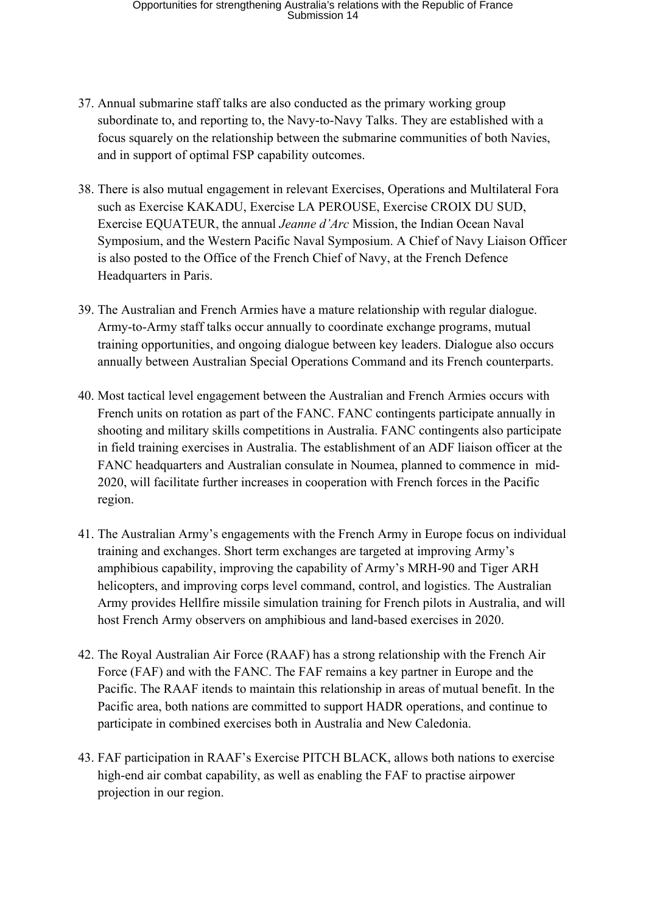37. Annual submarine staff talks are also conducted as the primary working group subordinate to, and reporting to, the Navy-to-Navy Talks. They are established with a focus squarely on the relationship between the submarine communities of both Navies, and in support of optimal FSP capability outcomes.

38. There is also mutual engagement in relevant Exercises, Operations and Multilateral Fora such as Exercise KAKADU, Exercise LA PEROUSE, Exercise CROIX DU SUD, Exercise EQUATEUR, the annual *Jeanne d'Arc* Mission, the Indian Ocean Naval Symposium, and the Western Pacific Naval Symposium. A Chief of Navy Liaison Officer is also posted to the Office of the French Chief of Navy, at the French Defence Headquarters in Paris.

39. The Australian and French Armies have a mature relationship with regular dialogue. Army-to-Army staff talks occur annually to coordinate exchange programs, mutual training opportunities, and ongoing dialogue between key leaders. Dialogue also occurs annually between Australian Special Operations Command and its French counterparts.

40. Most tactical level engagement between the Australian and French Armies occurs with French units on rotation as part of the FANC. FANC contingents participate annually in shooting and military skills competitions in Australia. FANC contingents also participate in field training exercises in Australia. The establishment of an ADF liaison officer at the FANC headquarters and Australian consulate in Noumea, planned to commence in mid-2020, will facilitate further increases in cooperation with French forces in the Pacific region.

41. The Australian Army's engagements with the French Army in Europe focus on individual training and exchanges. Short term exchanges are targeted at improving Army's amphibious capability, improving the capability of Army's MRH-90 and Tiger ARH helicopters, and improving corps level command, control, and logistics. The Australian Army provides Hellfire missile simulation training for French pilots in Australia, and will host French Army observers on amphibious and land-based exercises in 2020.

42. The Royal Australian Air Force (RAAF) has a strong relationship with the French Air Force (FAF) and with the FANC. The FAF remains a key partner in Europe and the Pacific. The RAAF itends to maintain this relationship in areas of mutual benefit. In the Pacific area, both nations are committed to support HADR operations, and continue to participate in combined exercises both in Australia and New Caledonia.

43. FAF participation in RAAF's Exercise PITCH BLACK, allows both nations to exercise high-end air combat capability, as well as enabling the FAF to practise airpower projection in our region.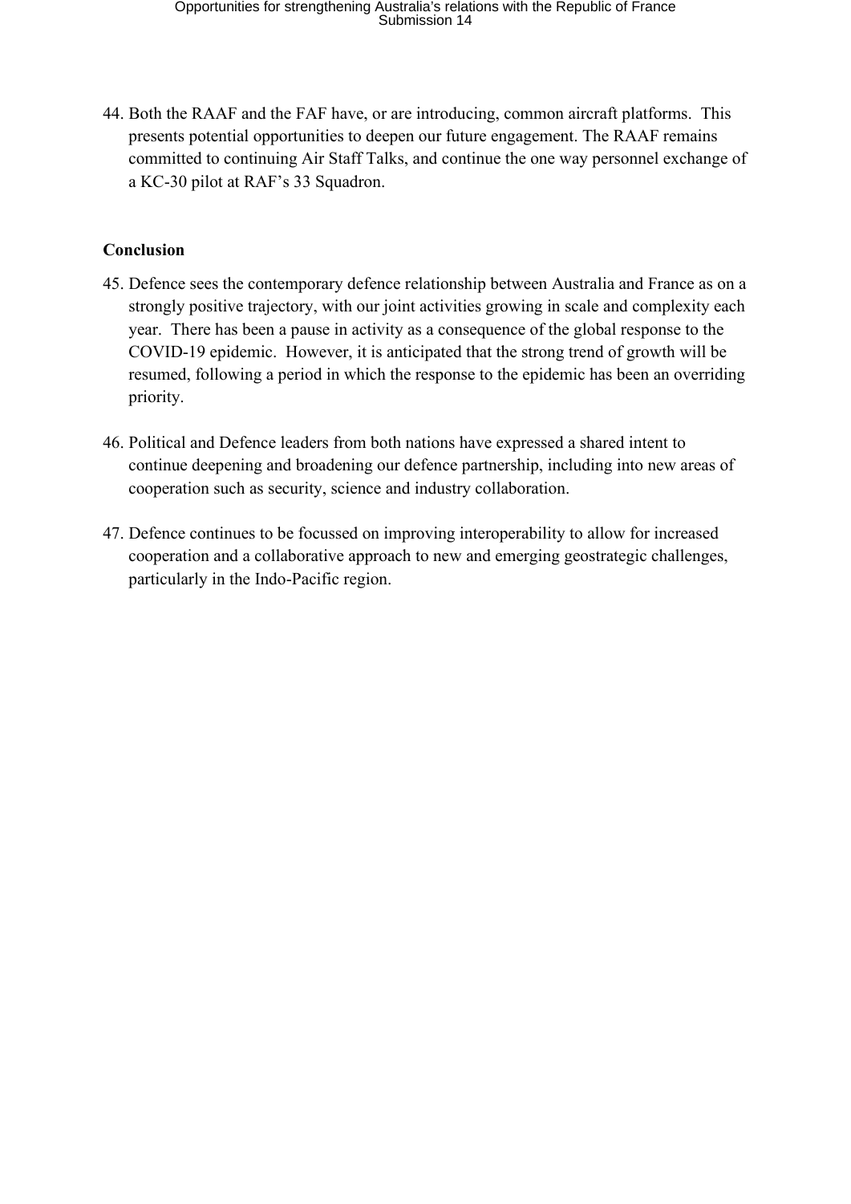44. Both the RAAF and the FAF have, or are introducing, common aircraft platforms. This presents potential opportunities to deepen our future engagement. The RAAF remains committed to continuing Air Staff Talks, and continue the one way personnel exchange of a KC-30 pilot at RAF's 33 Squadron.

**Conclusion**

45. Defence sees the contemporary defence relationship between Australia and France as on a strongly positive trajectory, with our joint activities growing in scale and complexity each year. There has been a pause in activity as a consequence of the global response to the COVID-19 epidemic. However, it is anticipated that the strong trend of growth will be resumed, following a period in which the response to the epidemic has been an overriding priority.

46. Political and Defence leaders from both nations have expressed a shared intent to continue deepening and broadening our defence partnership, including into new areas of cooperation such as security, science and industry collaboration.

47. Defence continues to be focussed on improving interoperability to allow for increased cooperation and a collaborative approach to new and emerging geostrategic challenges, particularly in the Indo-Pacific region.